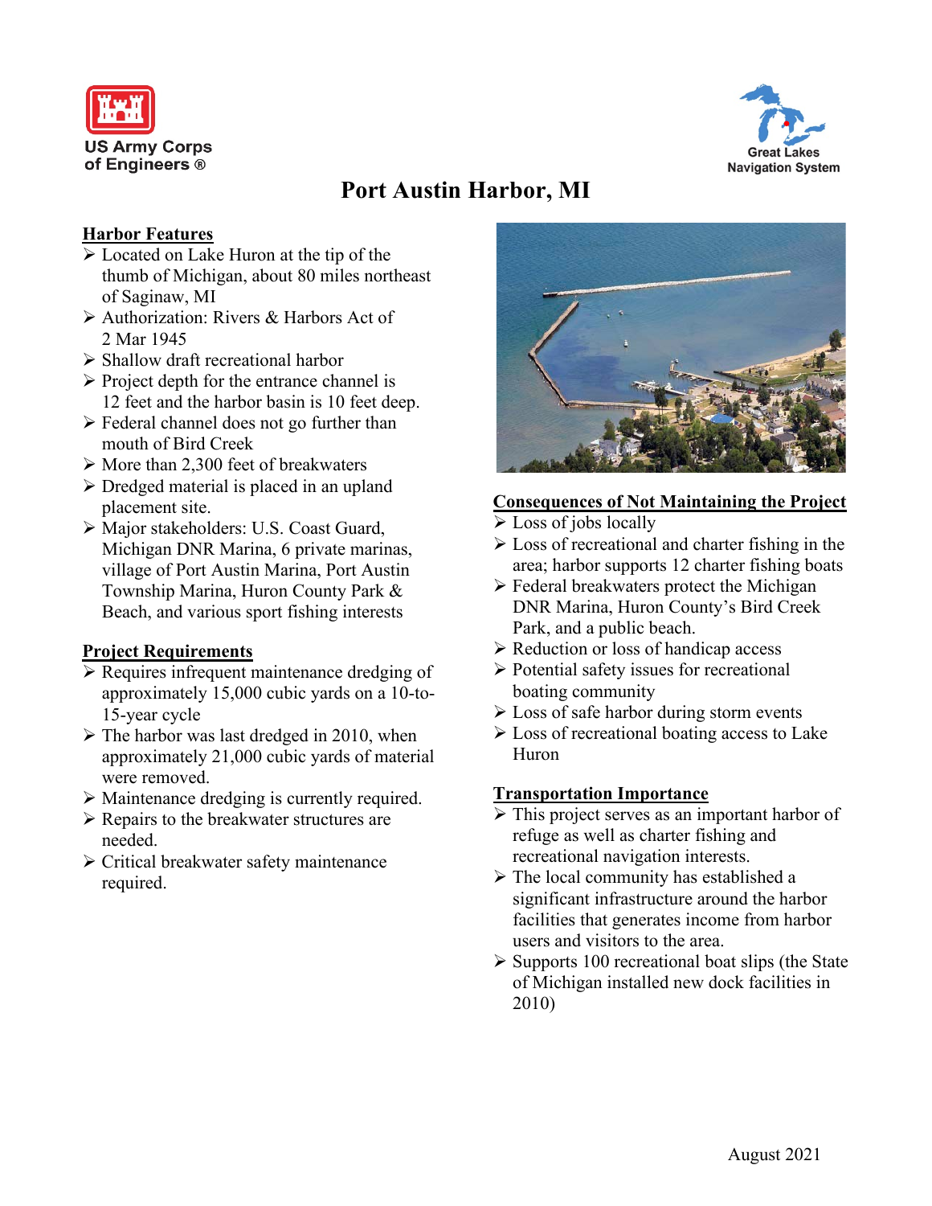US Army Corps of Engineers ®

Great Lakes Navigation System

# Port Austin Harbor, MI

## Harbor Features

- Located on Lake Huron at the tip of the thumb of Michigan, about 80 miles northeast of Saginaw, MI
- Authorization: Rivers & Harbors Act of 2 Mar 1945
- Shallow draft recreational harbor
- Project depth for the entrance channel is 12 feet and the harbor basin is 10 feet deep.
- Federal channel does not go further than mouth of Bird Creek
- More than 2,300 feet of breakwaters
- Dredged material is placed in an upland placement site.
- Major stakeholders: U.S. Coast Guard, Michigan DNR Marina, 6 private marinas, village of Port Austin Marina, Port Austin Township Marina, Huron County Park & Beach, and various sport fishing interests

## Project Requirements

- Requires infrequent maintenance dredging of approximately 15,000 cubic yards on a 10-to-15-year cycle
- The harbor was last dredged in 2010, when approximately 21,000 cubic yards of material were removed.
- Maintenance dredging is currently required.
- Repairs to the breakwater structures are needed.
- Critical breakwater safety maintenance required.

## Consequences of Not Maintaining the Project

- Loss of jobs locally
- Loss of recreational and charter fishing in the area; harbor supports 12 charter fishing boats
- Federal breakwaters protect the Michigan DNR Marina, Huron County's Bird Creek Park, and a public beach.
- Reduction or loss of handicap access
- Potential safety issues for recreational boating community
- Loss of safe harbor during storm events
- Loss of recreational boating access to Lake Huron

## Transportation Importance

- This project serves as an important harbor of refuge as well as charter fishing and recreational navigation interests.
- The local community has established a significant infrastructure around the harbor facilities that generates income from harbor users and visitors to the area.
- Supports 100 recreational boat slips (the State of Michigan installed new dock facilities in 2010)

August 2021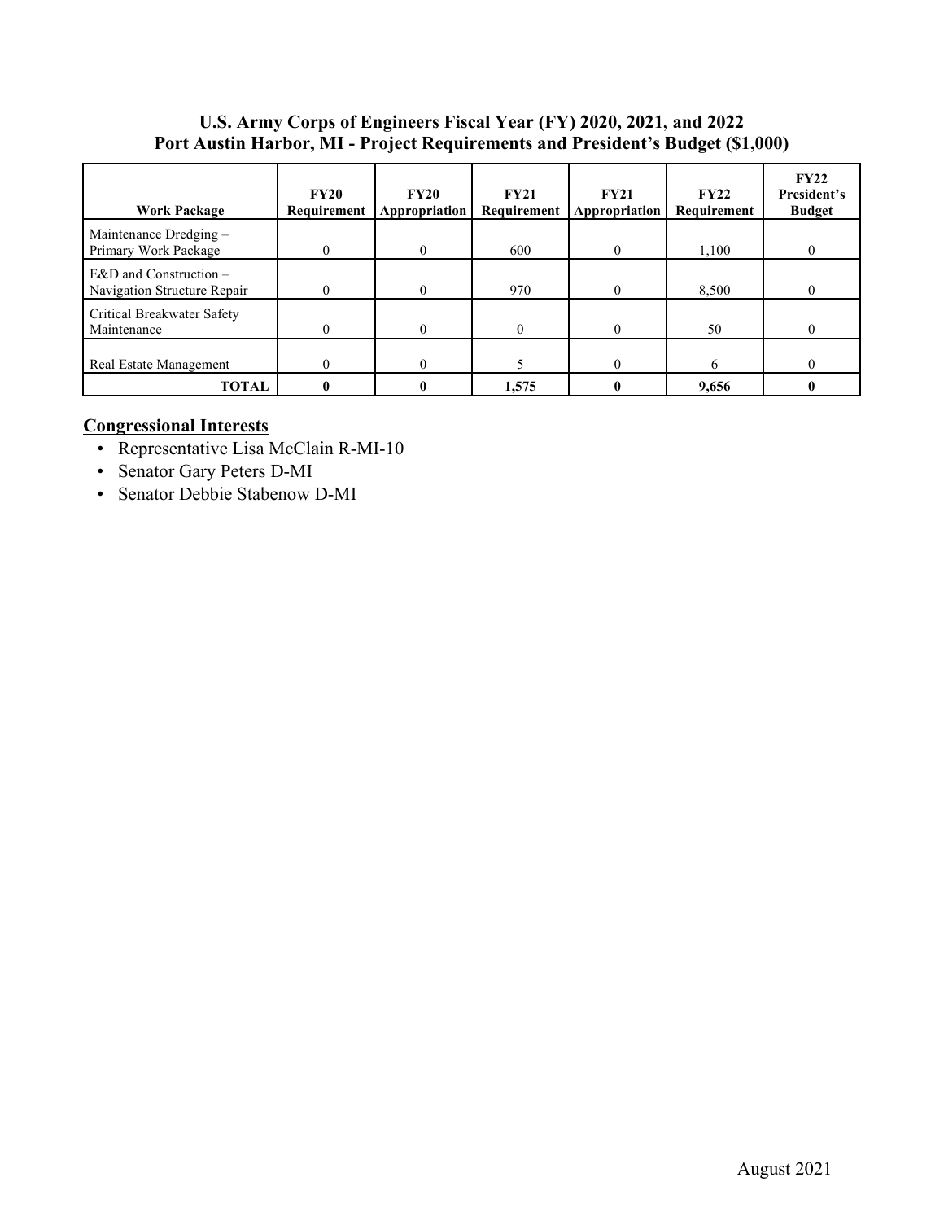## U.S. Army Corps of Engineers Fiscal Year (FY) 2020, 2021, and 2022
## Port Austin Harbor, MI - Project Requirements and President's Budget ($1,000)

| Work Package | FY20 Requirement | FY20 Appropriation | FY21 Requirement | FY21 Appropriation | FY22 Requirement | FY22 President's Budget |
|---|---|---|---|---|---|---|
| Maintenance Dredging – Primary Work Package | 0 | 0 | 600 | 0 | 1,100 | 0 |
| E&D and Construction – Navigation Structure Repair | 0 | 0 | 970 | 0 | 8,500 | 0 |
| Critical Breakwater Safety Maintenance | 0 | 0 | 0 | 0 | 50 | 0 |
| Real Estate Management | 0 | 0 | 5 | 0 | 6 | 0 |
| **TOTAL** | **0** | **0** | **1,575** | **0** | **9,656** | **0** |

**Congressional Interests**

- Representative Lisa McClain R-MI-10
- Senator Gary Peters D-MI
- Senator Debbie Stabenow D-MI

August 2021